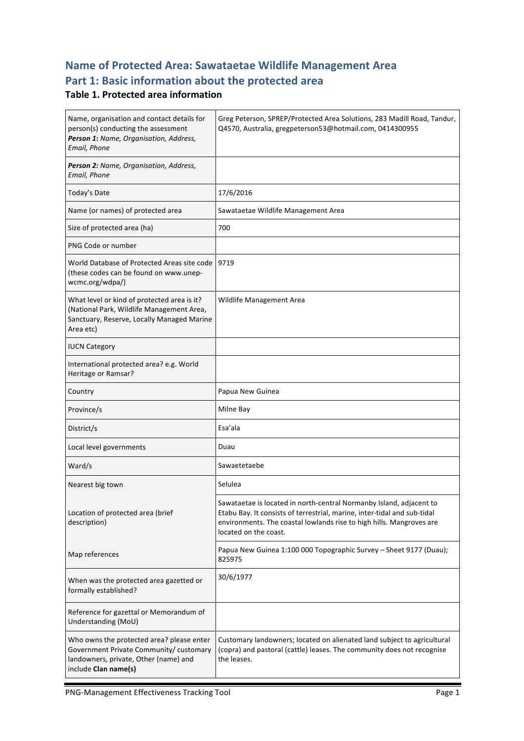# Name of Protected Area: Sawataetae Wildlife Management Area

## Part 1: Basic information about the protected area

### Table 1. Protected area information

| | |
|---|---|
| Name, organisation and contact details for person(s) conducting the assessment<br>***Person 1:*** *Name, Organisation, Address, Email, Phone* | Greg Peterson, SPREP/Protected Area Solutions, 283 Madill Road, Tandur, Q4570, Australia, gregpeterson53@hotmail.com, 0414300955 |
| ***Person 2:*** *Name, Organisation, Address, Email, Phone* | |
| Today's Date | 17/6/2016 |
| Name (or names) of protected area | Sawataetae Wildlife Management Area |
| Size of protected area (ha) | 700 |
| PNG Code or number | |
| World Database of Protected Areas site code (these codes can be found on www.unep-wcmc.org/wdpa/) | 9719 |
| What level or kind of protected area is it? (National Park, Wildlife Management Area, Sanctuary, Reserve, Locally Managed Marine Area etc) | Wildlife Management Area |
| IUCN Category | |
| International protected area? e.g. World Heritage or Ramsar? | |
| Country | Papua New Guinea |
| Province/s | Milne Bay |
| District/s | Esa'ala |
| Local level governments | Duau |
| Ward/s | Sawaetetaebe |
| Nearest big town | Selulea |
| Location of protected area (brief description) | Sawataetae is located in north-central Normanby Island, adjacent to Etabu Bay. It consists of terrestrial, marine, inter-tidal and sub-tidal environments. The coastal lowlands rise to high hills. Mangroves are located on the coast. |
| Map references | Papua New Guinea 1:100 000 Topographic Survey – Sheet 9177 (Duau); 825975 |
| When was the protected area gazetted or formally established? | 30/6/1977 |
| Reference for gazettal or Memorandum of Understanding (MoU) | |
| Who owns the protected area? please enter Government Private Community/ customary landowners, private, Other (name) and include **Clan name(s)** | Customary landowners; located on alienated land subject to agricultural (copra) and pastoral (cattle) leases. The community does not recognise the leases. |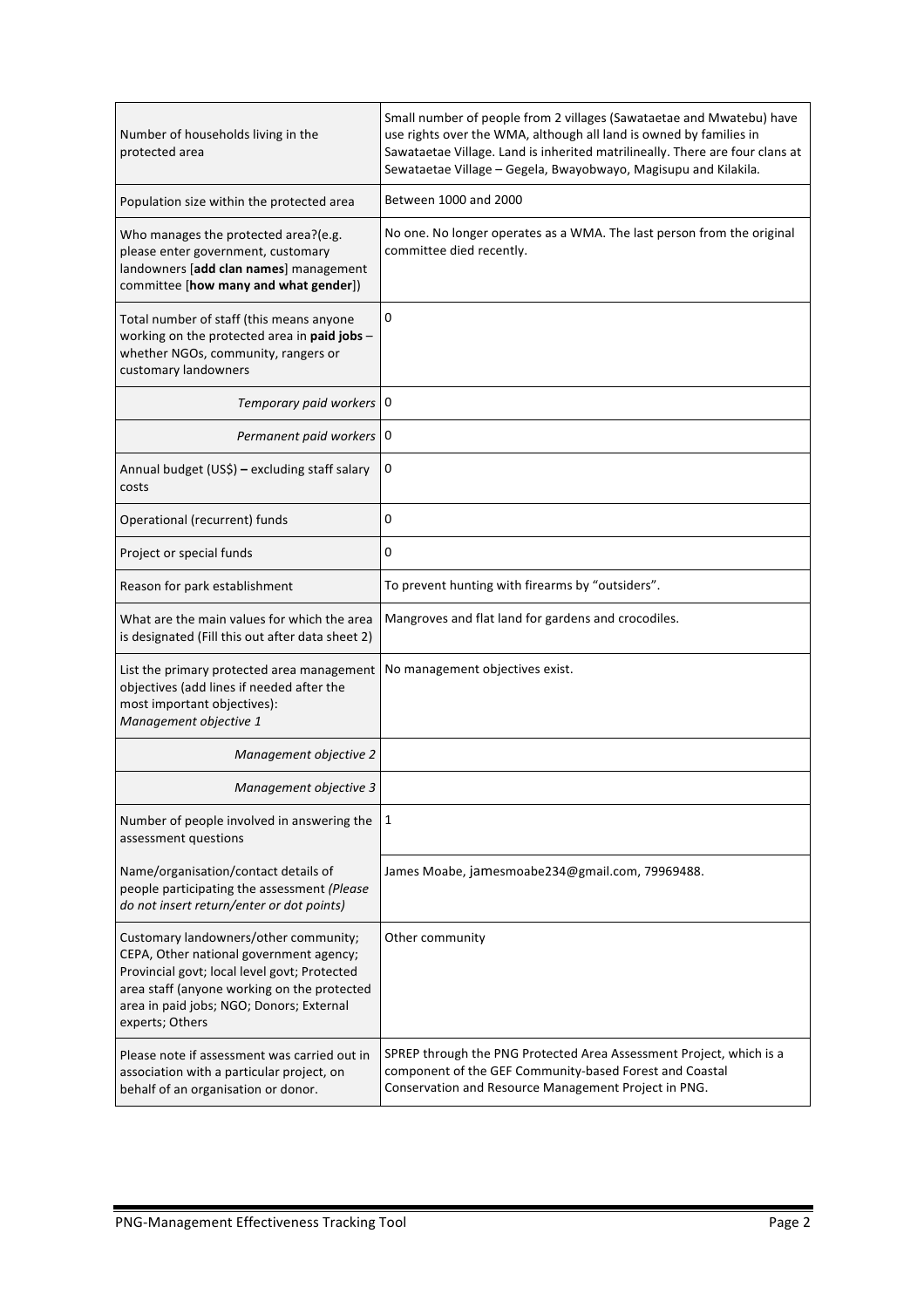| | |
|---|---|
| Number of households living in the protected area | Small number of people from 2 villages (Sawataetae and Mwatebu) have use rights over the WMA, although all land is owned by families in Sawataetae Village. Land is inherited matrilineally. There are four clans at Sewataetae Village – Gegela, Bwayobwayo, Magisupu and Kilakila. |
| Population size within the protected area | Between 1000 and 2000 |
| Who manages the protected area?(e.g. please enter government, customary landowners [**add clan names**] management committee [**how many and what gender**]) | No one. No longer operates as a WMA. The last person from the original committee died recently. |
| Total number of staff (this means anyone working on the protected area in **paid jobs** – whether NGOs, community, rangers or customary landowners | 0 |
| *Temporary paid workers* | 0 |
| *Permanent paid workers* | 0 |
| Annual budget (US$) **–** excluding staff salary costs | 0 |
| Operational (recurrent) funds | 0 |
| Project or special funds | 0 |
| Reason for park establishment | To prevent hunting with firearms by "outsiders". |
| What are the main values for which the area is designated (Fill this out after data sheet 2) | Mangroves and flat land for gardens and crocodiles. |
| List the primary protected area management objectives (add lines if needed after the most important objectives): *Management objective 1* | No management objectives exist. |
| *Management objective 2* | |
| *Management objective 3* | |
| Number of people involved in answering the assessment questions | 1 |
| Name/organisation/contact details of people participating the assessment *(Please do not insert return/enter or dot points)* | James Moabe, jamesmoabe234@gmail.com, 79969488. |
| Customary landowners/other community; CEPA, Other national government agency; Provincial govt; local level govt; Protected area staff (anyone working on the protected area in paid jobs; NGO; Donors; External experts; Others | Other community |
| Please note if assessment was carried out in association with a particular project, on behalf of an organisation or donor. | SPREP through the PNG Protected Area Assessment Project, which is a component of the GEF Community-based Forest and Coastal Conservation and Resource Management Project in PNG. |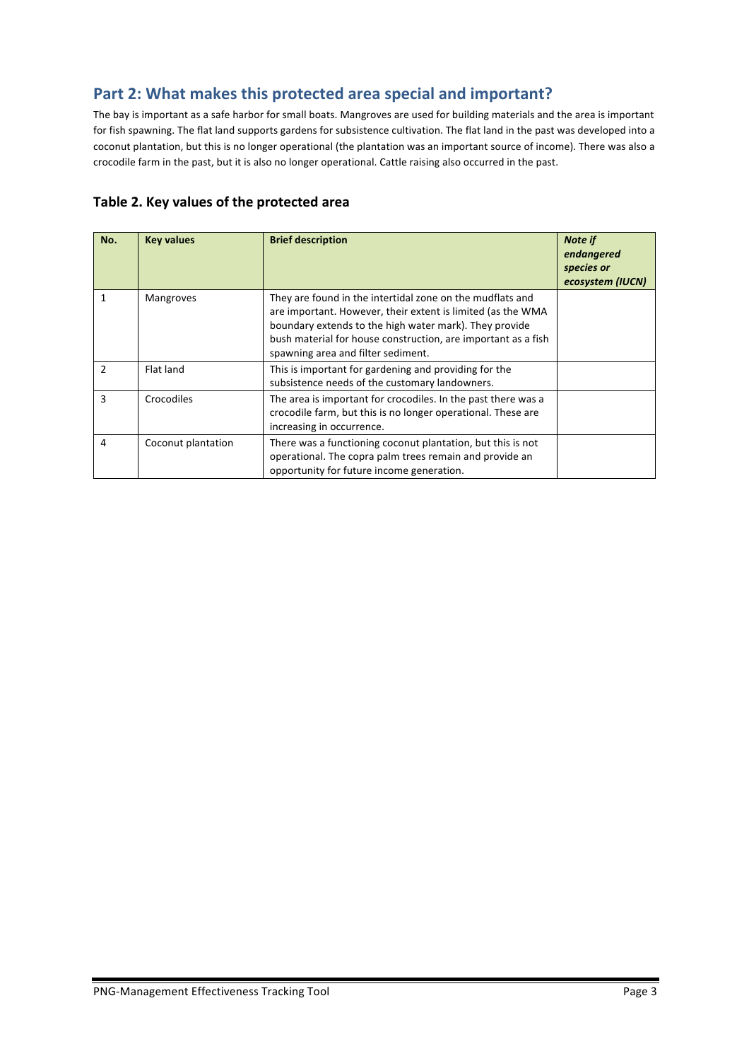## Part 2: What makes this protected area special and important?

The bay is important as a safe harbor for small boats. Mangroves are used for building materials and the area is important for fish spawning. The flat land supports gardens for subsistence cultivation. The flat land in the past was developed into a coconut plantation, but this is no longer operational (the plantation was an important source of income). There was also a crocodile farm in the past, but it is also no longer operational. Cattle raising also occurred in the past.

### Table 2. Key values of the protected area

| No. | Key values | Brief description | *Note if endangered species or ecosystem (IUCN)* |
| --- | --- | --- | --- |
| 1 | Mangroves | They are found in the intertidal zone on the mudflats and are important. However, their extent is limited (as the WMA boundary extends to the high water mark). They provide bush material for house construction, are important as a fish spawning area and filter sediment. | |
| 2 | Flat land | This is important for gardening and providing for the subsistence needs of the customary landowners. | |
| 3 | Crocodiles | The area is important for crocodiles. In the past there was a crocodile farm, but this is no longer operational. These are increasing in occurrence. | |
| 4 | Coconut plantation | There was a functioning coconut plantation, but this is not operational. The copra palm trees remain and provide an opportunity for future income generation. | |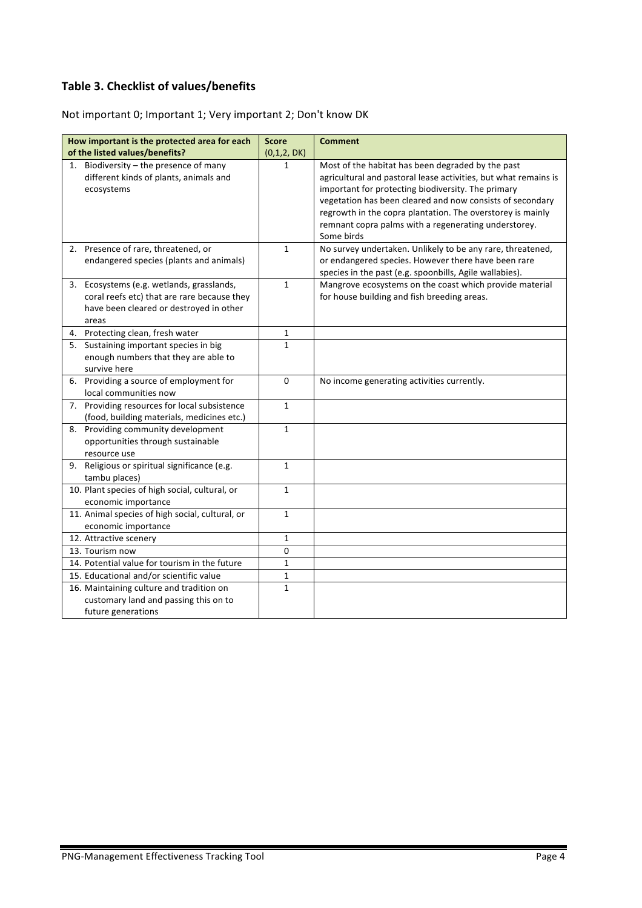## Table 3. Checklist of values/benefits

Not important 0; Important 1; Very important 2; Don't know DK

| How important is the protected area for each of the listed values/benefits? | Score (0,1,2, DK) | Comment |
|---|---|---|
| 1. Biodiversity – the presence of many different kinds of plants, animals and ecosystems | 1 | Most of the habitat has been degraded by the past agricultural and pastoral lease activities, but what remains is important for protecting biodiversity. The primary vegetation has been cleared and now consists of secondary regrowth in the copra plantation. The overstorey is mainly remnant copra palms with a regenerating understorey. Some birds |
| 2. Presence of rare, threatened, or endangered species (plants and animals) | 1 | No survey undertaken. Unlikely to be any rare, threatened, or endangered species. However there have been rare species in the past (e.g. spoonbills, Agile wallabies). |
| 3. Ecosystems (e.g. wetlands, grasslands, coral reefs etc) that are rare because they have been cleared or destroyed in other areas | 1 | Mangrove ecosystems on the coast which provide material for house building and fish breeding areas. |
| 4. Protecting clean, fresh water | 1 | |
| 5. Sustaining important species in big enough numbers that they are able to survive here | 1 | |
| 6. Providing a source of employment for local communities now | 0 | No income generating activities currently. |
| 7. Providing resources for local subsistence (food, building materials, medicines etc.) | 1 | |
| 8. Providing community development opportunities through sustainable resource use | 1 | |
| 9. Religious or spiritual significance (e.g. tambu places) | 1 | |
| 10. Plant species of high social, cultural, or economic importance | 1 | |
| 11. Animal species of high social, cultural, or economic importance | 1 | |
| 12. Attractive scenery | 1 | |
| 13. Tourism now | 0 | |
| 14. Potential value for tourism in the future | 1 | |
| 15. Educational and/or scientific value | 1 | |
| 16. Maintaining culture and tradition on customary land and passing this on to future generations | 1 | |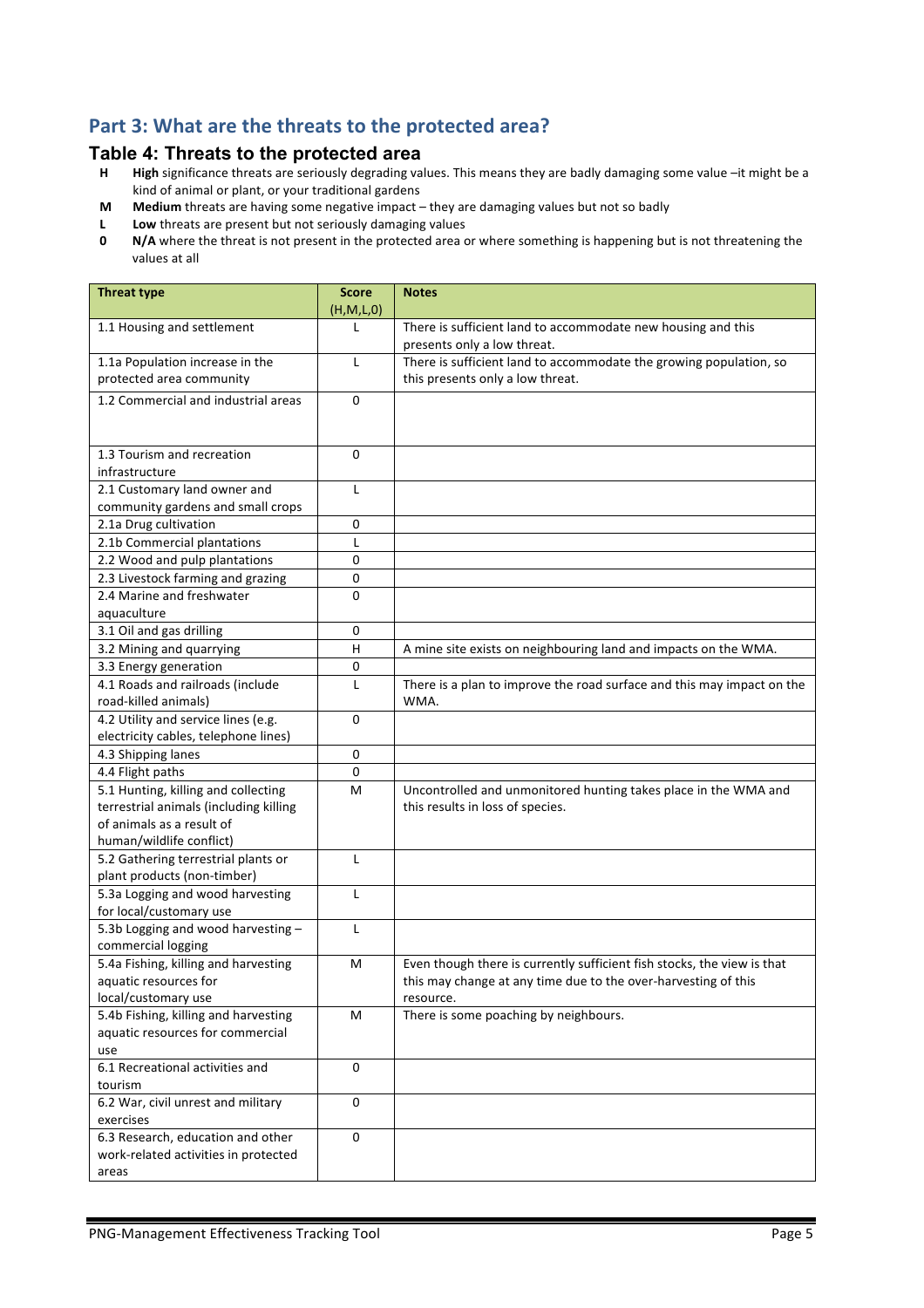## Part 3: What are the threats to the protected area?

### Table 4: Threats to the protected area

- **H** **High** significance threats are seriously degrading values. This means they are badly damaging some value –it might be a kind of animal or plant, or your traditional gardens
- **M** **Medium** threats are having some negative impact – they are damaging values but not so badly
- **L** **Low** threats are present but not seriously damaging values
- **0** **N/A** where the threat is not present in the protected area or where something is happening but is not threatening the values at all

| Threat type | Score (H,M,L,0) | Notes |
|---|---|---|
| 1.1 Housing and settlement | L | There is sufficient land to accommodate new housing and this presents only a low threat. |
| 1.1a Population increase in the protected area community | L | There is sufficient land to accommodate the growing population, so this presents only a low threat. |
| 1.2 Commercial and industrial areas | 0 | |
| 1.3 Tourism and recreation infrastructure | 0 | |
| 2.1 Customary land owner and community gardens and small crops | L | |
| 2.1a Drug cultivation | 0 | |
| 2.1b Commercial plantations | L | |
| 2.2 Wood and pulp plantations | 0 | |
| 2.3 Livestock farming and grazing | 0 | |
| 2.4 Marine and freshwater aquaculture | 0 | |
| 3.1 Oil and gas drilling | 0 | |
| 3.2 Mining and quarrying | H | A mine site exists on neighbouring land and impacts on the WMA. |
| 3.3 Energy generation | 0 | |
| 4.1 Roads and railroads (include road-killed animals) | L | There is a plan to improve the road surface and this may impact on the WMA. |
| 4.2 Utility and service lines (e.g. electricity cables, telephone lines) | 0 | |
| 4.3 Shipping lanes | 0 | |
| 4.4 Flight paths | 0 | |
| 5.1 Hunting, killing and collecting terrestrial animals (including killing of animals as a result of human/wildlife conflict) | M | Uncontrolled and unmonitored hunting takes place in the WMA and this results in loss of species. |
| 5.2 Gathering terrestrial plants or plant products (non-timber) | L | |
| 5.3a Logging and wood harvesting for local/customary use | L | |
| 5.3b Logging and wood harvesting – commercial logging | L | |
| 5.4a Fishing, killing and harvesting aquatic resources for local/customary use | M | Even though there is currently sufficient fish stocks, the view is that this may change at any time due to the over-harvesting of this resource. |
| 5.4b Fishing, killing and harvesting aquatic resources for commercial use | M | There is some poaching by neighbours. |
| 6.1 Recreational activities and tourism | 0 | |
| 6.2 War, civil unrest and military exercises | 0 | |
| 6.3 Research, education and other work-related activities in protected areas | 0 | |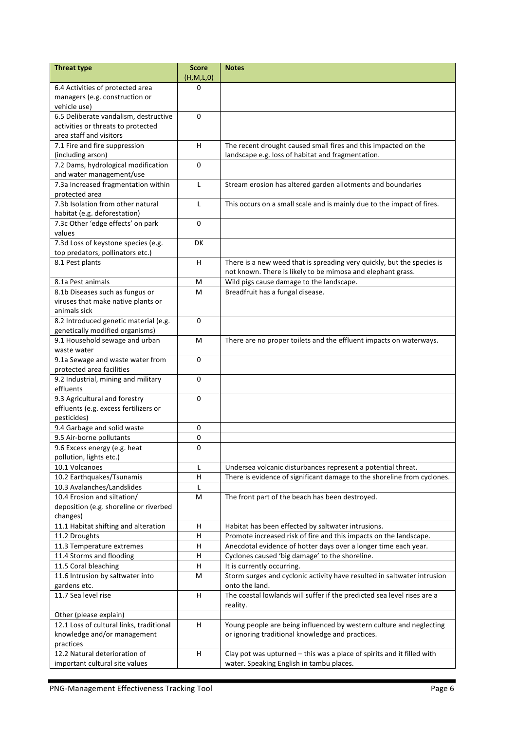| Threat type | Score (H,M,L,0) | Notes |
|---|---|---|
| 6.4 Activities of protected area managers (e.g. construction or vehicle use) | 0 | |
| 6.5 Deliberate vandalism, destructive activities or threats to protected area staff and visitors | 0 | |
| 7.1 Fire and fire suppression (including arson) | H | The recent drought caused small fires and this impacted on the landscape e.g. loss of habitat and fragmentation. |
| 7.2 Dams, hydrological modification and water management/use | 0 | |
| 7.3a Increased fragmentation within protected area | L | Stream erosion has altered garden allotments and boundaries |
| 7.3b Isolation from other natural habitat (e.g. deforestation) | L | This occurs on a small scale and is mainly due to the impact of fires. |
| 7.3c Other 'edge effects' on park values | 0 | |
| 7.3d Loss of keystone species (e.g. top predators, pollinators etc.) | DK | |
| 8.1 Pest plants | H | There is a new weed that is spreading very quickly, but the species is not known. There is likely to be mimosa and elephant grass. |
| 8.1a Pest animals | M | Wild pigs cause damage to the landscape. |
| 8.1b Diseases such as fungus or viruses that make native plants or animals sick | M | Breadfruit has a fungal disease. |
| 8.2 Introduced genetic material (e.g. genetically modified organisms) | 0 | |
| 9.1 Household sewage and urban waste water | M | There are no proper toilets and the effluent impacts on waterways. |
| 9.1a Sewage and waste water from protected area facilities | 0 | |
| 9.2 Industrial, mining and military effluents | 0 | |
| 9.3 Agricultural and forestry effluents (e.g. excess fertilizers or pesticides) | 0 | |
| 9.4 Garbage and solid waste | 0 | |
| 9.5 Air-borne pollutants | 0 | |
| 9.6 Excess energy (e.g. heat pollution, lights etc.) | 0 | |
| 10.1 Volcanoes | L | Undersea volcanic disturbances represent a potential threat. |
| 10.2 Earthquakes/Tsunamis | H | There is evidence of significant damage to the shoreline from cyclones. |
| 10.3 Avalanches/Landslides | L | |
| 10.4 Erosion and siltation/ deposition (e.g. shoreline or riverbed changes) | M | The front part of the beach has been destroyed. |
| 11.1 Habitat shifting and alteration | H | Habitat has been effected by saltwater intrusions. |
| 11.2 Droughts | H | Promote increased risk of fire and this impacts on the landscape. |
| 11.3 Temperature extremes | H | Anecdotal evidence of hotter days over a longer time each year. |
| 11.4 Storms and flooding | H | Cyclones caused 'big damage' to the shoreline. |
| 11.5 Coral bleaching | H | It is currently occurring. |
| 11.6 Intrusion by saltwater into gardens etc. | M | Storm surges and cyclonic activity have resulted in saltwater intrusion onto the land. |
| 11.7 Sea level rise | H | The coastal lowlands will suffer if the predicted sea level rises are a reality. |
| Other (please explain) | | |
| 12.1 Loss of cultural links, traditional knowledge and/or management practices | H | Young people are being influenced by western culture and neglecting or ignoring traditional knowledge and practices. |
| 12.2 Natural deterioration of important cultural site values | H | Clay pot was upturned – this was a place of spirits and it filled with water. Speaking English in tambu places. |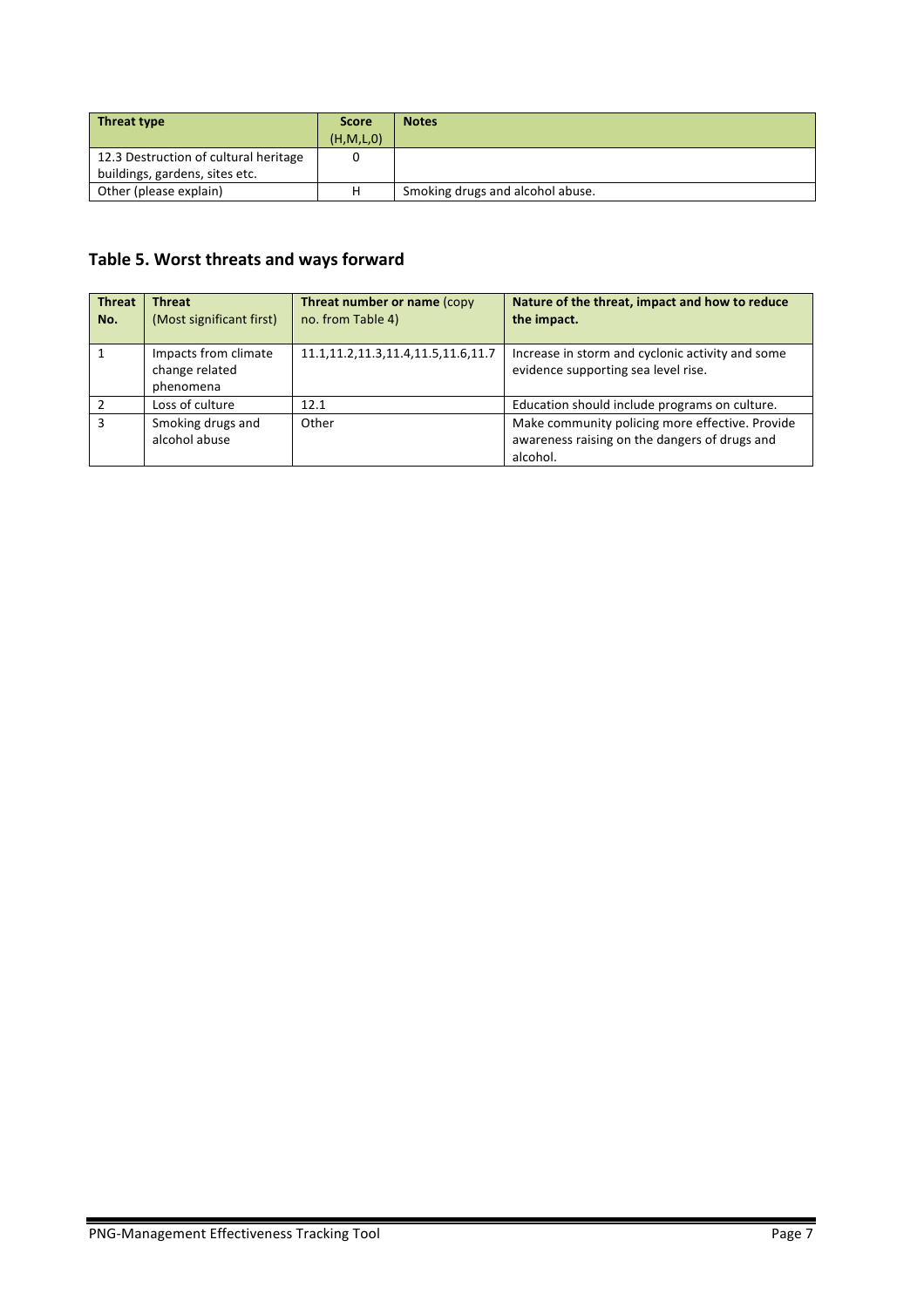| Threat type | Score (H,M,L,0) | Notes |
|---|---|---|
| 12.3 Destruction of cultural heritage buildings, gardens, sites etc. | 0 | |
| Other (please explain) | H | Smoking drugs and alcohol abuse. |

## Table 5. Worst threats and ways forward

| Threat No. | Threat (Most significant first) | Threat number or name (copy no. from Table 4) | Nature of the threat, impact and how to reduce the impact. |
|---|---|---|---|
| 1 | Impacts from climate change related phenomena | 11.1,11.2,11.3,11.4,11.5,11.6,11.7 | Increase in storm and cyclonic activity and some evidence supporting sea level rise. |
| 2 | Loss of culture | 12.1 | Education should include programs on culture. |
| 3 | Smoking drugs and alcohol abuse | Other | Make community policing more effective. Provide awareness raising on the dangers of drugs and alcohol. |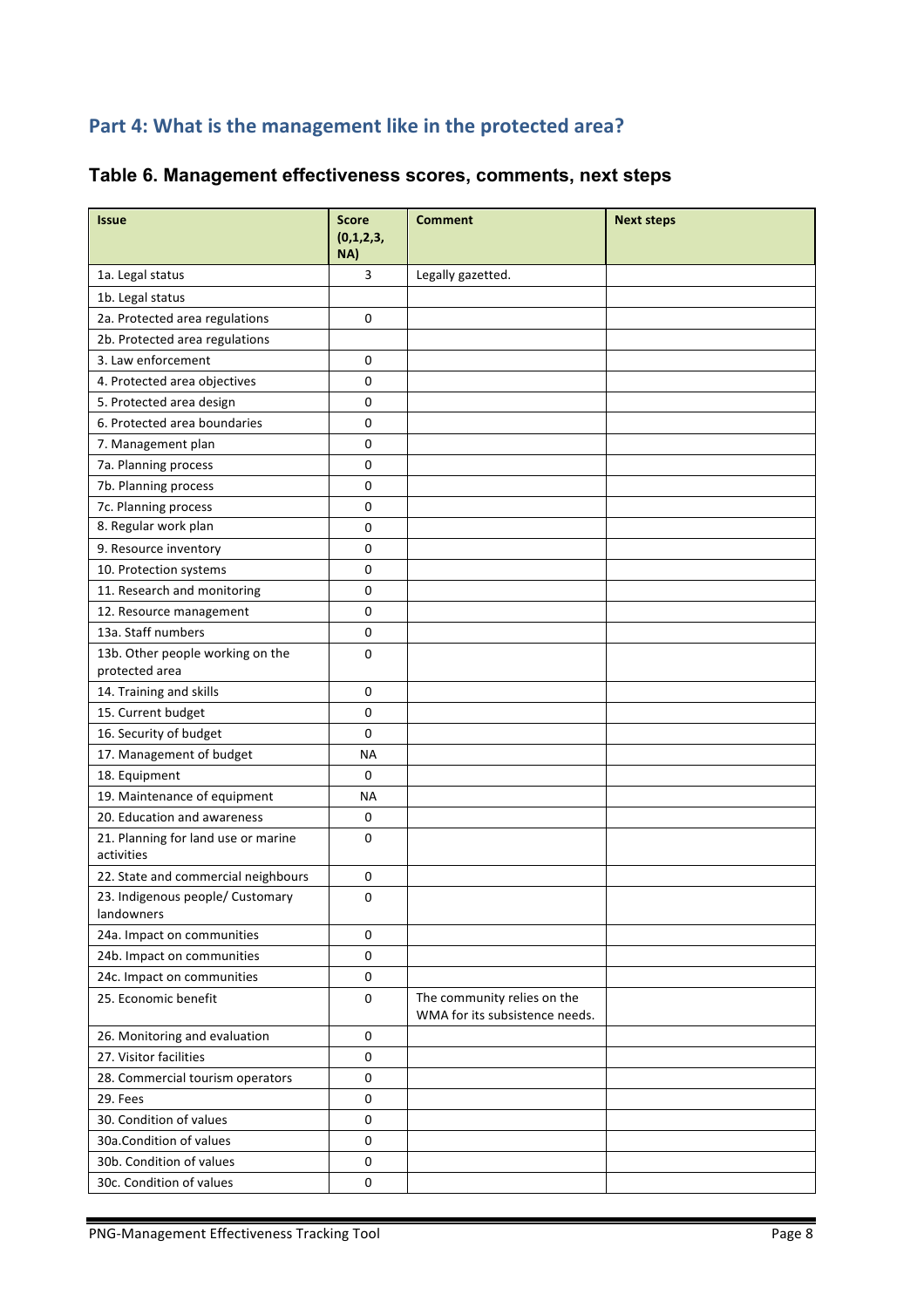## Part 4: What is the management like in the protected area?

### Table 6. Management effectiveness scores, comments, next steps

| Issue | Score (0,1,2,3, NA) | Comment | Next steps |
|---|---|---|---|
| 1a. Legal status | 3 | Legally gazetted. | |
| 1b. Legal status | | | |
| 2a. Protected area regulations | 0 | | |
| 2b. Protected area regulations | | | |
| 3. Law enforcement | 0 | | |
| 4. Protected area objectives | 0 | | |
| 5. Protected area design | 0 | | |
| 6. Protected area boundaries | 0 | | |
| 7. Management plan | 0 | | |
| 7a. Planning process | 0 | | |
| 7b. Planning process | 0 | | |
| 7c. Planning process | 0 | | |
| 8. Regular work plan | 0 | | |
| 9. Resource inventory | 0 | | |
| 10. Protection systems | 0 | | |
| 11. Research and monitoring | 0 | | |
| 12. Resource management | 0 | | |
| 13a. Staff numbers | 0 | | |
| 13b. Other people working on the protected area | 0 | | |
| 14. Training and skills | 0 | | |
| 15. Current budget | 0 | | |
| 16. Security of budget | 0 | | |
| 17. Management of budget | NA | | |
| 18. Equipment | 0 | | |
| 19. Maintenance of equipment | NA | | |
| 20. Education and awareness | 0 | | |
| 21. Planning for land use or marine activities | 0 | | |
| 22. State and commercial neighbours | 0 | | |
| 23. Indigenous people/ Customary landowners | 0 | | |
| 24a. Impact on communities | 0 | | |
| 24b. Impact on communities | 0 | | |
| 24c. Impact on communities | 0 | | |
| 25. Economic benefit | 0 | The community relies on the WMA for its subsistence needs. | |
| 26. Monitoring and evaluation | 0 | | |
| 27. Visitor facilities | 0 | | |
| 28. Commercial tourism operators | 0 | | |
| 29. Fees | 0 | | |
| 30. Condition of values | 0 | | |
| 30a.Condition of values | 0 | | |
| 30b. Condition of values | 0 | | |
| 30c. Condition of values | 0 | | |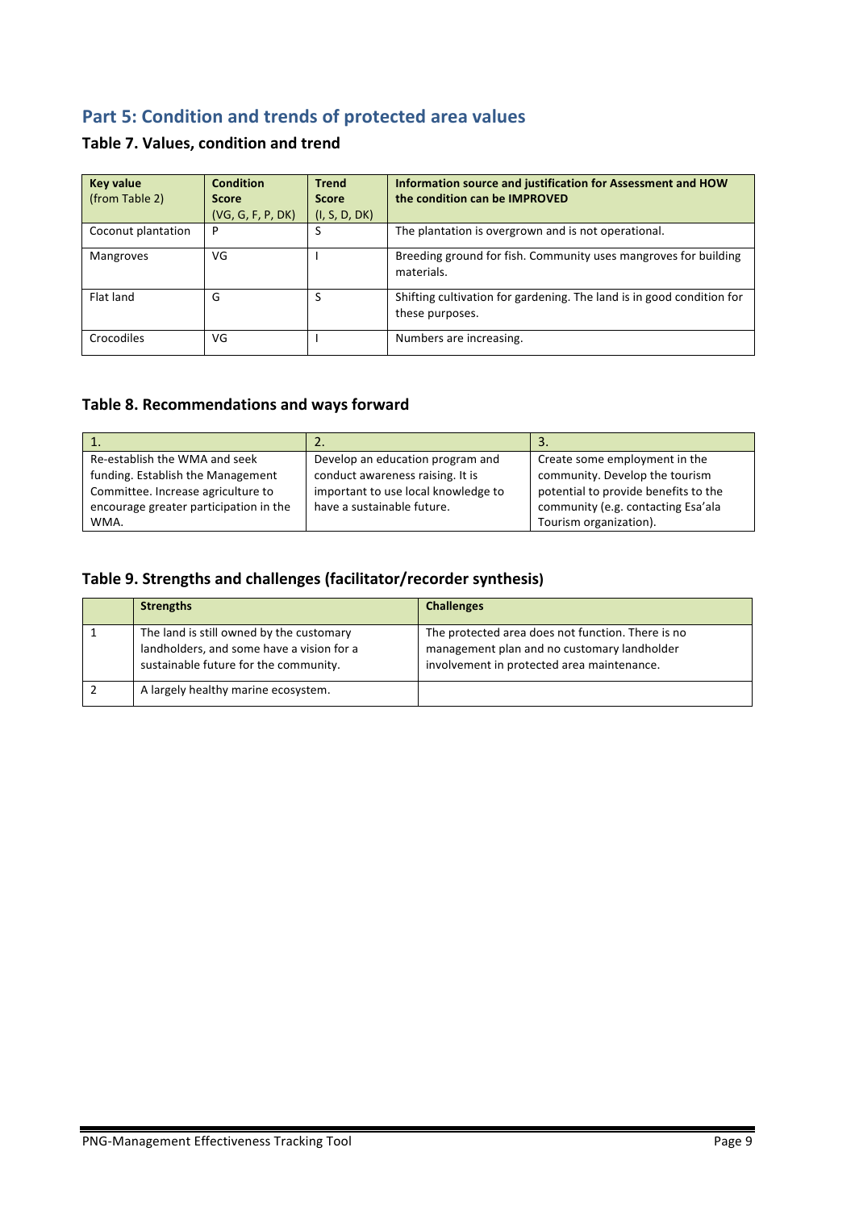## Part 5: Condition and trends of protected area values

### Table 7. Values, condition and trend

| Key value (from Table 2) | Condition Score (VG, G, F, P, DK) | Trend Score (I, S, D, DK) | Information source and justification for Assessment and HOW the condition can be IMPROVED |
|---|---|---|---|
| Coconut plantation | P | S | The plantation is overgrown and is not operational. |
| Mangroves | VG | I | Breeding ground for fish. Community uses mangroves for building materials. |
| Flat land | G | S | Shifting cultivation for gardening. The land is in good condition for these purposes. |
| Crocodiles | VG | I | Numbers are increasing. |

### Table 8. Recommendations and ways forward

| 1. | 2. | 3. |
|---|---|---|
| Re-establish the WMA and seek funding. Establish the Management Committee. Increase agriculture to encourage greater participation in the WMA. | Develop an education program and conduct awareness raising. It is important to use local knowledge to have a sustainable future. | Create some employment in the community. Develop the tourism potential to provide benefits to the community (e.g. contacting Esa'ala Tourism organization). |

### Table 9. Strengths and challenges (facilitator/recorder synthesis)

| | Strengths | Challenges |
|---|---|---|
| 1 | The land is still owned by the customary landholders, and some have a vision for a sustainable future for the community. | The protected area does not function. There is no management plan and no customary landholder involvement in protected area maintenance. |
| 2 | A largely healthy marine ecosystem. | |